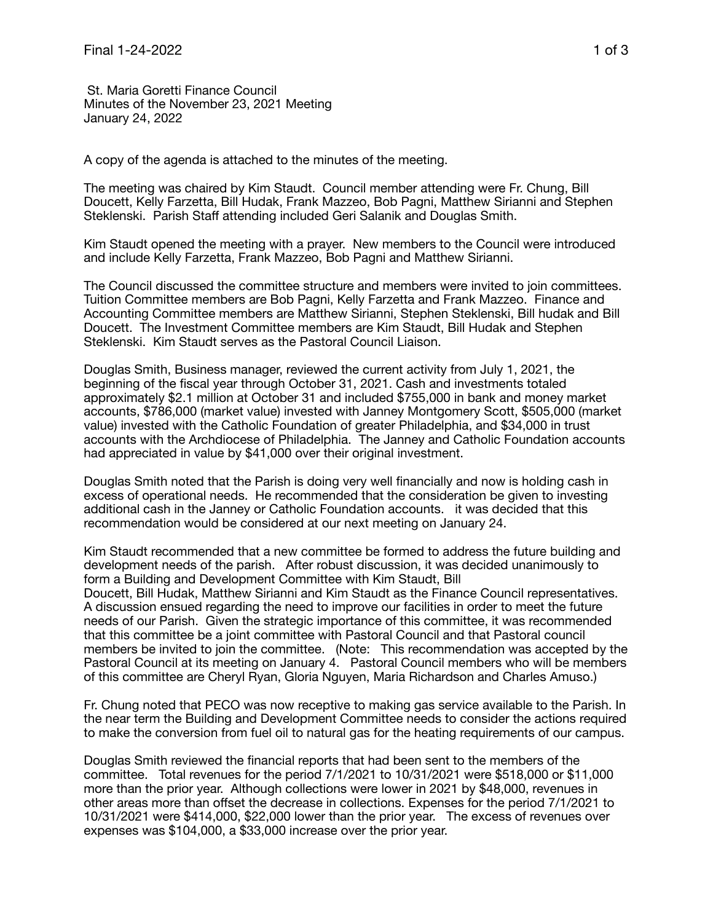St. Maria Goretti Finance Council
Minutes of the November 23, 2021 Meeting
January 24, 2022

A copy of the agenda is attached to the minutes of the meeting.

The meeting was chaired by Kim Staudt. Council member attending were Fr. Chung, Bill Doucett, Kelly Farzetta, Bill Hudak, Frank Mazzeo, Bob Pagni, Matthew Sirianni and Stephen Steklenski. Parish Staff attending included Geri Salanik and Douglas Smith.

Kim Staudt opened the meeting with a prayer. New members to the Council were introduced and include Kelly Farzetta, Frank Mazzeo, Bob Pagni and Matthew Sirianni.

The Council discussed the committee structure and members were invited to join committees. Tuition Committee members are Bob Pagni, Kelly Farzetta and Frank Mazzeo. Finance and Accounting Committee members are Matthew Sirianni, Stephen Steklenski, Bill hudak and Bill Doucett. The Investment Committee members are Kim Staudt, Bill Hudak and Stephen Steklenski. Kim Staudt serves as the Pastoral Council Liaison.

Douglas Smith, Business manager, reviewed the current activity from July 1, 2021, the beginning of the fiscal year through October 31, 2021. Cash and investments totaled approximately $2.1 million at October 31 and included $755,000 in bank and money market accounts, $786,000 (market value) invested with Janney Montgomery Scott, $505,000 (market value) invested with the Catholic Foundation of greater Philadelphia, and $34,000 in trust accounts with the Archdiocese of Philadelphia. The Janney and Catholic Foundation accounts had appreciated in value by $41,000 over their original investment.

Douglas Smith noted that the Parish is doing very well financially and now is holding cash in excess of operational needs. He recommended that the consideration be given to investing additional cash in the Janney or Catholic Foundation accounts. it was decided that this recommendation would be considered at our next meeting on January 24.

Kim Staudt recommended that a new committee be formed to address the future building and development needs of the parish. After robust discussion, it was decided unanimously to form a Building and Development Committee with Kim Staudt, Bill Doucett, Bill Hudak, Matthew Sirianni and Kim Staudt as the Finance Council representatives. A discussion ensued regarding the need to improve our facilities in order to meet the future needs of our Parish. Given the strategic importance of this committee, it was recommended that this committee be a joint committee with Pastoral Council and that Pastoral council members be invited to join the committee. (Note: This recommendation was accepted by the Pastoral Council at its meeting on January 4. Pastoral Council members who will be members of this committee are Cheryl Ryan, Gloria Nguyen, Maria Richardson and Charles Amuso.)

Fr. Chung noted that PECO was now receptive to making gas service available to the Parish. In the near term the Building and Development Committee needs to consider the actions required to make the conversion from fuel oil to natural gas for the heating requirements of our campus.

Douglas Smith reviewed the financial reports that had been sent to the members of the committee. Total revenues for the period 7/1/2021 to 10/31/2021 were $518,000 or $11,000 more than the prior year. Although collections were lower in 2021 by $48,000, revenues in other areas more than offset the decrease in collections. Expenses for the period 7/1/2021 to 10/31/2021 were $414,000, $22,000 lower than the prior year. The excess of revenues over expenses was $104,000, a $33,000 increase over the prior year.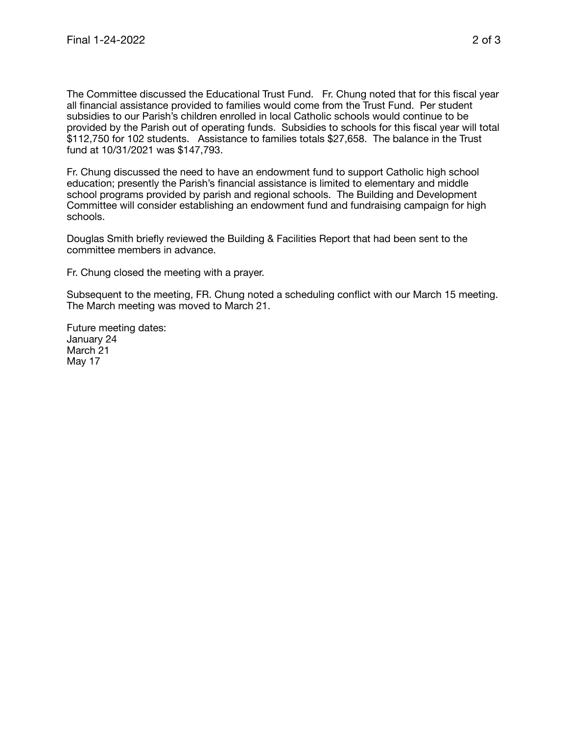The Committee discussed the Educational Trust Fund. Fr. Chung noted that for this fiscal year all financial assistance provided to families would come from the Trust Fund. Per student subsidies to our Parish's children enrolled in local Catholic schools would continue to be provided by the Parish out of operating funds. Subsidies to schools for this fiscal year will total $112,750 for 102 students. Assistance to families totals $27,658. The balance in the Trust fund at 10/31/2021 was $147,793.

Fr. Chung discussed the need to have an endowment fund to support Catholic high school education; presently the Parish's financial assistance is limited to elementary and middle school programs provided by parish and regional schools. The Building and Development Committee will consider establishing an endowment fund and fundraising campaign for high schools.

Douglas Smith briefly reviewed the Building & Facilities Report that had been sent to the committee members in advance.

Fr. Chung closed the meeting with a prayer.

Subsequent to the meeting, FR. Chung noted a scheduling conflict with our March 15 meeting. The March meeting was moved to March 21.

Future meeting dates:
January 24
March 21
May 17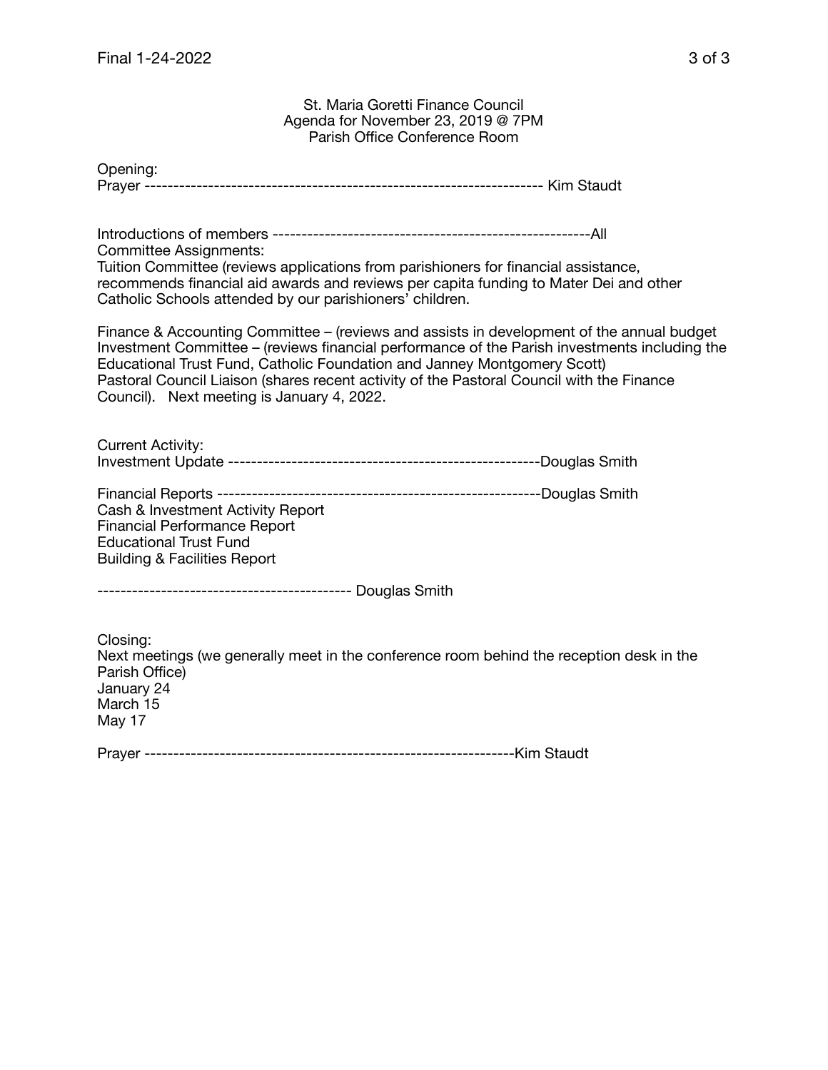St. Maria Goretti Finance Council
Agenda for November 23, 2019 @ 7PM
Parish Office Conference Room

Opening:
Prayer ---------------------------------------------------------------------- Kim Staudt

Introductions of members -------------------------------------------------------All
Committee Assignments:
Tuition Committee (reviews applications from parishioners for financial assistance, recommends financial aid awards and reviews per capita funding to Mater Dei and other Catholic Schools attended by our parishioners' children.

Finance & Accounting Committee – (reviews and assists in development of the annual budget
Investment Committee – (reviews financial performance of the Parish investments including the Educational Trust Fund, Catholic Foundation and Janney Montgomery Scott)
Pastoral Council Liaison (shares recent activity of the Pastoral Council with the Finance Council). Next meeting is January 4, 2022.

Current Activity:
Investment Update ------------------------------------------------------Douglas Smith

Financial Reports --------------------------------------------------------Douglas Smith
Cash & Investment Activity Report
Financial Performance Report
Educational Trust Fund
Building & Facilities Report

-------------------------------------------- Douglas Smith

Closing:
Next meetings (we generally meet in the conference room behind the reception desk in the Parish Office)
January 24
March 15
May 17

Prayer -----------------------------------------------------------------Kim Staudt